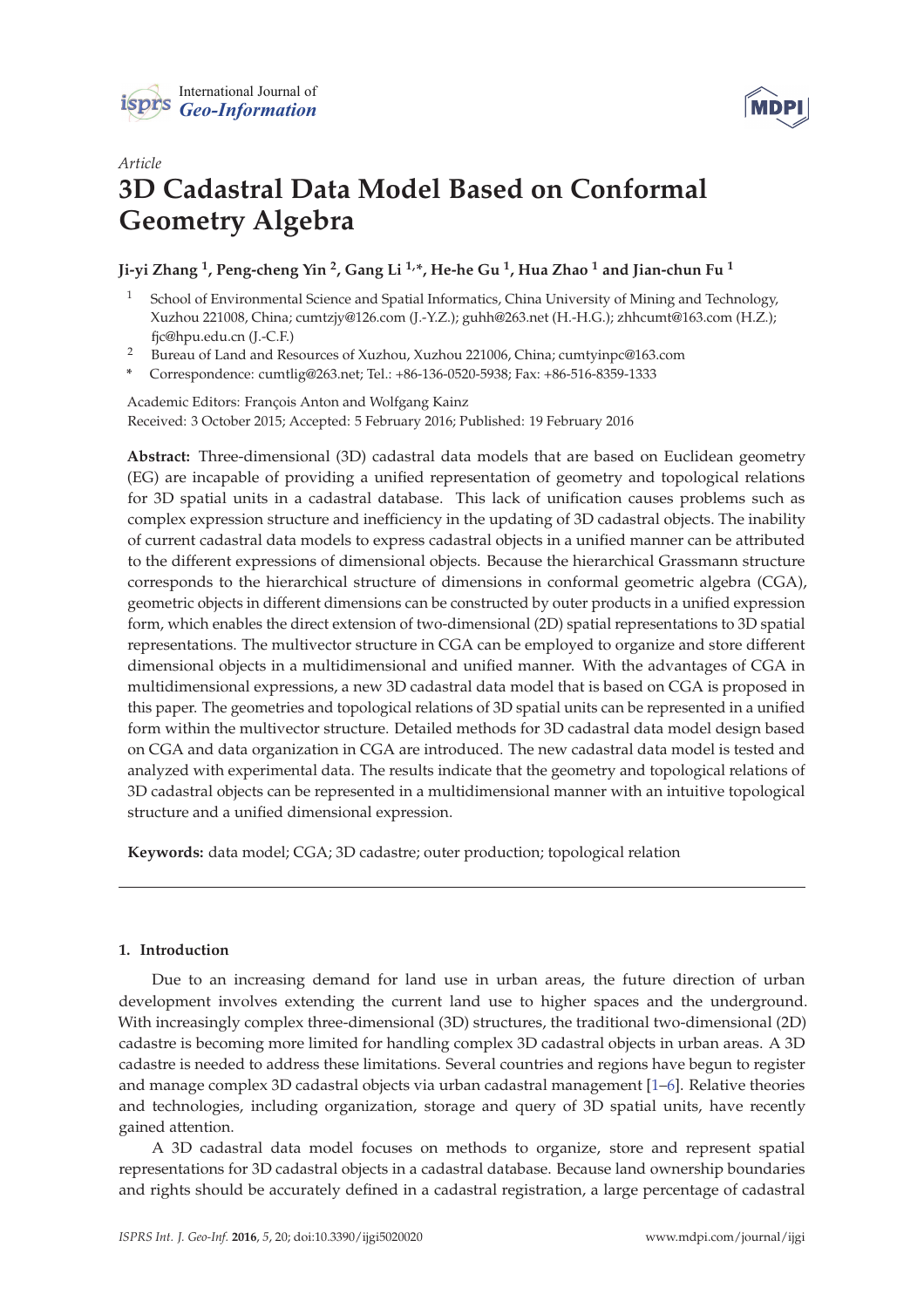*Article*

# 3D Cadastral Data Model Based on Conformal Geometry Algebra

**Ji-yi Zhang [1], Peng-cheng Yin [2], Gang Li [1,*], He-he Gu [1], Hua Zhao [1] and Jian-chun Fu [1]**

1. School of Environmental Science and Spatial Informatics, China University of Mining and Technology, Xuzhou 221008, China; cumtzjy@126.com (J.-Y.Z.); guhh@263.net (H.-H.G.); zhhcumt@163.com (H.Z.); fjc@hpu.edu.cn (J.-C.F.)
2. Bureau of Land and Resources of Xuzhou, Xuzhou 221006, China; cumtyinpc@163.com

\* Correspondence: cumtlig@263.net; Tel.: +86-136-0520-5938; Fax: +86-516-8359-1333

Academic Editors: François Anton and Wolfgang Kainz

Received: 3 October 2015; Accepted: 5 February 2016; Published: 19 February 2016

**Abstract:** Three-dimensional (3D) cadastral data models that are based on Euclidean geometry (EG) are incapable of providing a unified representation of geometry and topological relations for 3D spatial units in a cadastral database. This lack of unification causes problems such as complex expression structure and inefficiency in the updating of 3D cadastral objects. The inability of current cadastral data models to express cadastral objects in a unified manner can be attributed to the different expressions of dimensional objects. Because the hierarchical Grassmann structure corresponds to the hierarchical structure of dimensions in conformal geometric algebra (CGA), geometric objects in different dimensions can be constructed by outer products in a unified expression form, which enables the direct extension of two-dimensional (2D) spatial representations to 3D spatial representations. The multivector structure in CGA can be employed to organize and store different dimensional objects in a multidimensional and unified manner. With the advantages of CGA in multidimensional expressions, a new 3D cadastral data model that is based on CGA is proposed in this paper. The geometries and topological relations of 3D spatial units can be represented in a unified form within the multivector structure. Detailed methods for 3D cadastral data model design based on CGA and data organization in CGA are introduced. The new cadastral data model is tested and analyzed with experimental data. The results indicate that the geometry and topological relations of 3D cadastral objects can be represented in a multidimensional manner with an intuitive topological structure and a unified dimensional expression.

**Keywords:** data model; CGA; 3D cadastre; outer production; topological relation

---

## 1. Introduction

Due to an increasing demand for land use in urban areas, the future direction of urban development involves extending the current land use to higher spaces and the underground. With increasingly complex three-dimensional (3D) structures, the traditional two-dimensional (2D) cadastre is becoming more limited for handling complex 3D cadastral objects in urban areas. A 3D cadastre is needed to address these limitations. Several countries and regions have begun to register and manage complex 3D cadastral objects via urban cadastral management [1–6]. Relative theories and technologies, including organization, storage and query of 3D spatial units, have recently gained attention.

A 3D cadastral data model focuses on methods to organize, store and represent spatial representations for 3D cadastral objects in a cadastral database. Because land ownership boundaries and rights should be accurately defined in a cadastral registration, a large percentage of cadastral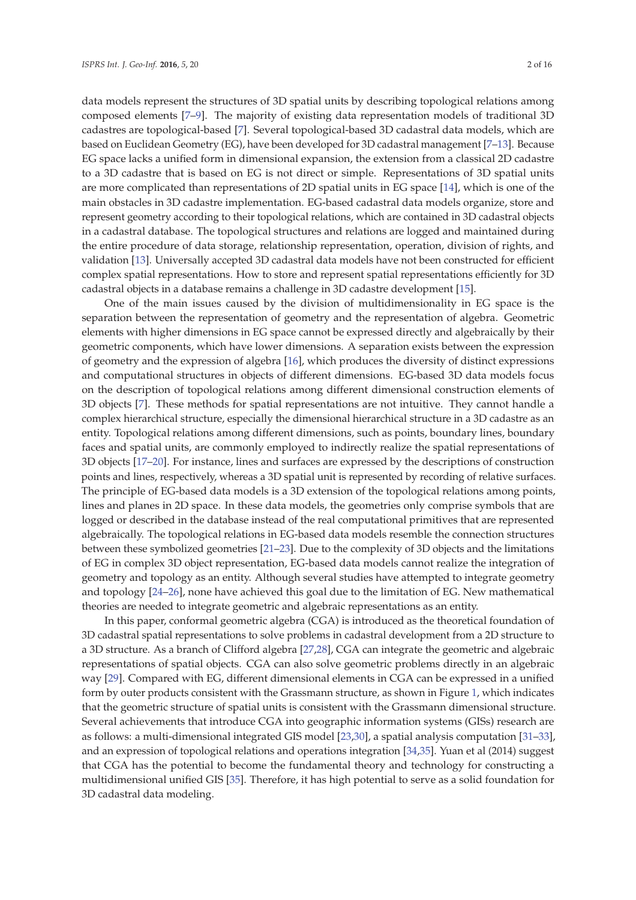data models represent the structures of 3D spatial units by describing topological relations among composed elements [7–9]. The majority of existing data representation models of traditional 3D cadastres are topological-based [7]. Several topological-based 3D cadastral data models, which are based on Euclidean Geometry (EG), have been developed for 3D cadastral management [7–13]. Because EG space lacks a unified form in dimensional expansion, the extension from a classical 2D cadastre to a 3D cadastre that is based on EG is not direct or simple. Representations of 3D spatial units are more complicated than representations of 2D spatial units in EG space [14], which is one of the main obstacles in 3D cadastre implementation. EG-based cadastral data models organize, store and represent geometry according to their topological relations, which are contained in 3D cadastral objects in a cadastral database. The topological structures and relations are logged and maintained during the entire procedure of data storage, relationship representation, operation, division of rights, and validation [13]. Universally accepted 3D cadastral data models have not been constructed for efficient complex spatial representations. How to store and represent spatial representations efficiently for 3D cadastral objects in a database remains a challenge in 3D cadastre development [15].

One of the main issues caused by the division of multidimensionality in EG space is the separation between the representation of geometry and the representation of algebra. Geometric elements with higher dimensions in EG space cannot be expressed directly and algebraically by their geometric components, which have lower dimensions. A separation exists between the expression of geometry and the expression of algebra [16], which produces the diversity of distinct expressions and computational structures in objects of different dimensions. EG-based 3D data models focus on the description of topological relations among different dimensional construction elements of 3D objects [7]. These methods for spatial representations are not intuitive. They cannot handle a complex hierarchical structure, especially the dimensional hierarchical structure in a 3D cadastre as an entity. Topological relations among different dimensions, such as points, boundary lines, boundary faces and spatial units, are commonly employed to indirectly realize the spatial representations of 3D objects [17–20]. For instance, lines and surfaces are expressed by the descriptions of construction points and lines, respectively, whereas a 3D spatial unit is represented by recording of relative surfaces. The principle of EG-based data models is a 3D extension of the topological relations among points, lines and planes in 2D space. In these data models, the geometries only comprise symbols that are logged or described in the database instead of the real computational primitives that are represented algebraically. The topological relations in EG-based data models resemble the connection structures between these symbolized geometries [21–23]. Due to the complexity of 3D objects and the limitations of EG in complex 3D object representation, EG-based data models cannot realize the integration of geometry and topology as an entity. Although several studies have attempted to integrate geometry and topology [24–26], none have achieved this goal due to the limitation of EG. New mathematical theories are needed to integrate geometric and algebraic representations as an entity.

In this paper, conformal geometric algebra (CGA) is introduced as the theoretical foundation of 3D cadastral spatial representations to solve problems in cadastral development from a 2D structure to a 3D structure. As a branch of Clifford algebra [27,28], CGA can integrate the geometric and algebraic representations of spatial objects. CGA can also solve geometric problems directly in an algebraic way [29]. Compared with EG, different dimensional elements in CGA can be expressed in a unified form by outer products consistent with the Grassmann structure, as shown in Figure 1, which indicates that the geometric structure of spatial units is consistent with the Grassmann dimensional structure. Several achievements that introduce CGA into geographic information systems (GISs) research are as follows: a multi-dimensional integrated GIS model [23,30], a spatial analysis computation [31–33], and an expression of topological relations and operations integration [34,35]. Yuan et al (2014) suggest that CGA has the potential to become the fundamental theory and technology for constructing a multidimensional unified GIS [35]. Therefore, it has high potential to serve as a solid foundation for 3D cadastral data modeling.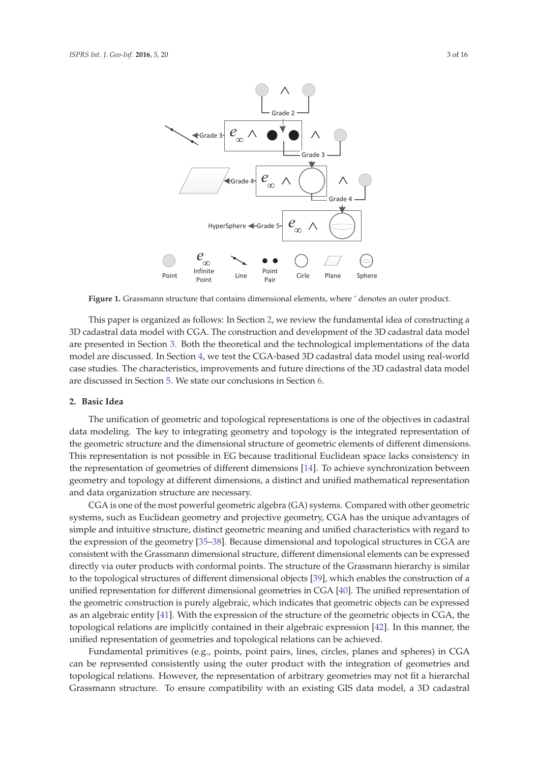**Figure 1.** Grassmann structure that contains dimensional elements, where ˆ denotes an outer product.

This paper is organized as follows: In Section 2, we review the fundamental idea of constructing a 3D cadastral data model with CGA. The construction and development of the 3D cadastral data model are presented in Section 3. Both the theoretical and the technological implementations of the data model are discussed. In Section 4, we test the CGA-based 3D cadastral data model using real-world case studies. The characteristics, improvements and future directions of the 3D cadastral data model are discussed in Section 5. We state our conclusions in Section 6.

## 2. Basic Idea

The unification of geometric and topological representations is one of the objectives in cadastral data modeling. The key to integrating geometry and topology is the integrated representation of the geometric structure and the dimensional structure of geometric elements of different dimensions. This representation is not possible in EG because traditional Euclidean space lacks consistency in the representation of geometries of different dimensions [14]. To achieve synchronization between geometry and topology at different dimensions, a distinct and unified mathematical representation and data organization structure are necessary.

CGA is one of the most powerful geometric algebra (GA) systems. Compared with other geometric systems, such as Euclidean geometry and projective geometry, CGA has the unique advantages of simple and intuitive structure, distinct geometric meaning and unified characteristics with regard to the expression of the geometry [35–38]. Because dimensional and topological structures in CGA are consistent with the Grassmann dimensional structure, different dimensional elements can be expressed directly via outer products with conformal points. The structure of the Grassmann hierarchy is similar to the topological structures of different dimensional objects [39], which enables the construction of a unified representation for different dimensional geometries in CGA [40]. The unified representation of the geometric construction is purely algebraic, which indicates that geometric objects can be expressed as an algebraic entity [41]. With the expression of the structure of the geometric objects in CGA, the topological relations are implicitly contained in their algebraic expression [42]. In this manner, the unified representation of geometries and topological relations can be achieved.

Fundamental primitives (e.g., points, point pairs, lines, circles, planes and spheres) in CGA can be represented consistently using the outer product with the integration of geometries and topological relations. However, the representation of arbitrary geometries may not fit a hierarchal Grassmann structure. To ensure compatibility with an existing GIS data model, a 3D cadastral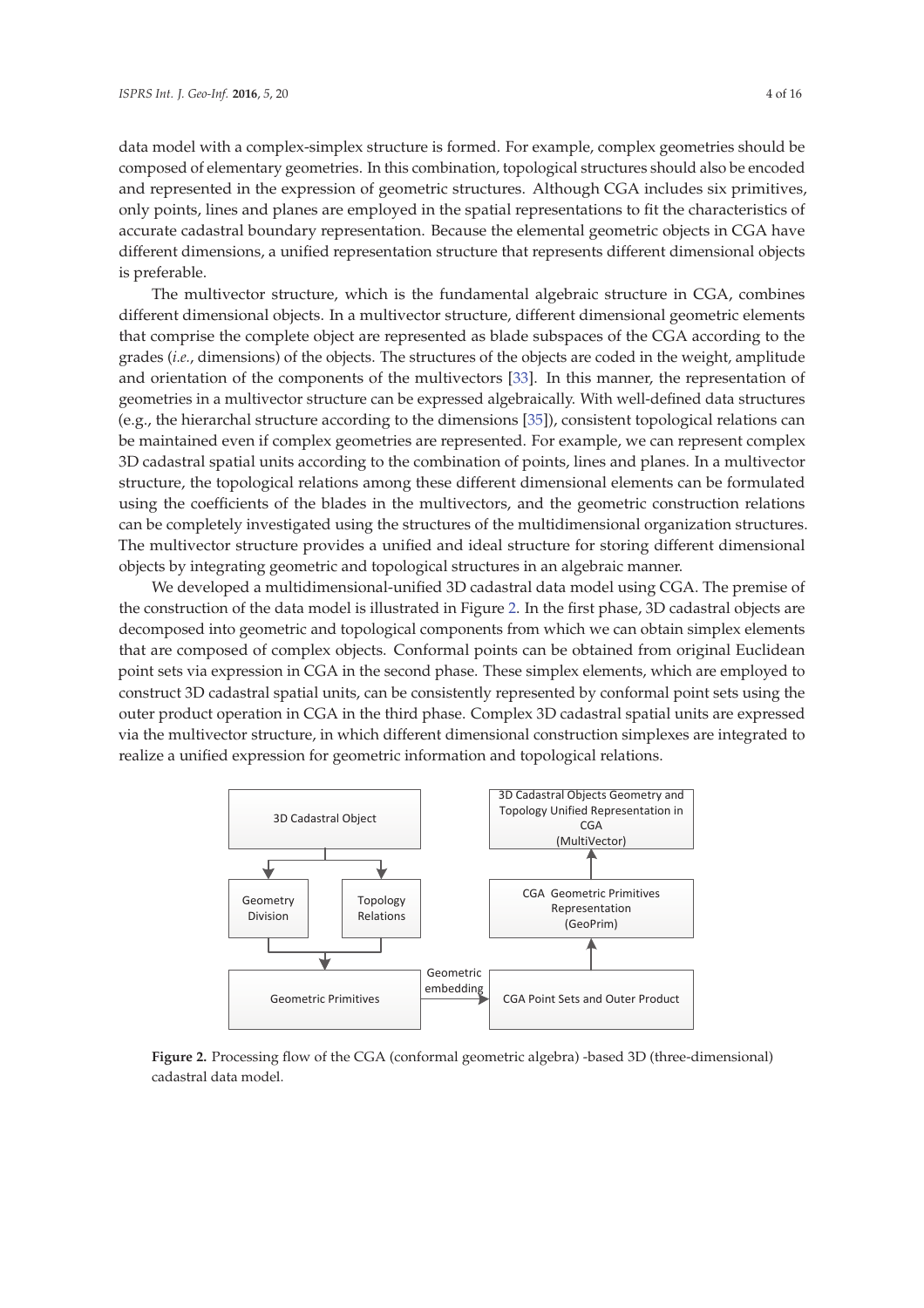data model with a complex-simplex structure is formed. For example, complex geometries should be composed of elementary geometries. In this combination, topological structures should also be encoded and represented in the expression of geometric structures. Although CGA includes six primitives, only points, lines and planes are employed in the spatial representations to fit the characteristics of accurate cadastral boundary representation. Because the elemental geometric objects in CGA have different dimensions, a unified representation structure that represents different dimensional objects is preferable.

The multivector structure, which is the fundamental algebraic structure in CGA, combines different dimensional objects. In a multivector structure, different dimensional geometric elements that comprise the complete object are represented as blade subspaces of the CGA according to the grades (*i.e.*, dimensions) of the objects. The structures of the objects are coded in the weight, amplitude and orientation of the components of the multivectors [33]. In this manner, the representation of geometries in a multivector structure can be expressed algebraically. With well-defined data structures (e.g., the hierarchal structure according to the dimensions [35]), consistent topological relations can be maintained even if complex geometries are represented. For example, we can represent complex 3D cadastral spatial units according to the combination of points, lines and planes. In a multivector structure, the topological relations among these different dimensional elements can be formulated using the coefficients of the blades in the multivectors, and the geometric construction relations can be completely investigated using the structures of the multidimensional organization structures. The multivector structure provides a unified and ideal structure for storing different dimensional objects by integrating geometric and topological structures in an algebraic manner.

We developed a multidimensional-unified 3D cadastral data model using CGA. The premise of the construction of the data model is illustrated in Figure 2. In the first phase, 3D cadastral objects are decomposed into geometric and topological components from which we can obtain simplex elements that are composed of complex objects. Conformal points can be obtained from original Euclidean point sets via expression in CGA in the second phase. These simplex elements, which are employed to construct 3D cadastral spatial units, can be consistently represented by conformal point sets using the outer product operation in CGA in the third phase. Complex 3D cadastral spatial units are expressed via the multivector structure, in which different dimensional construction simplexes are integrated to realize a unified expression for geometric information and topological relations.

**Figure 2.** Processing flow of the CGA (conformal geometric algebra) -based 3D (three-dimensional) cadastral data model.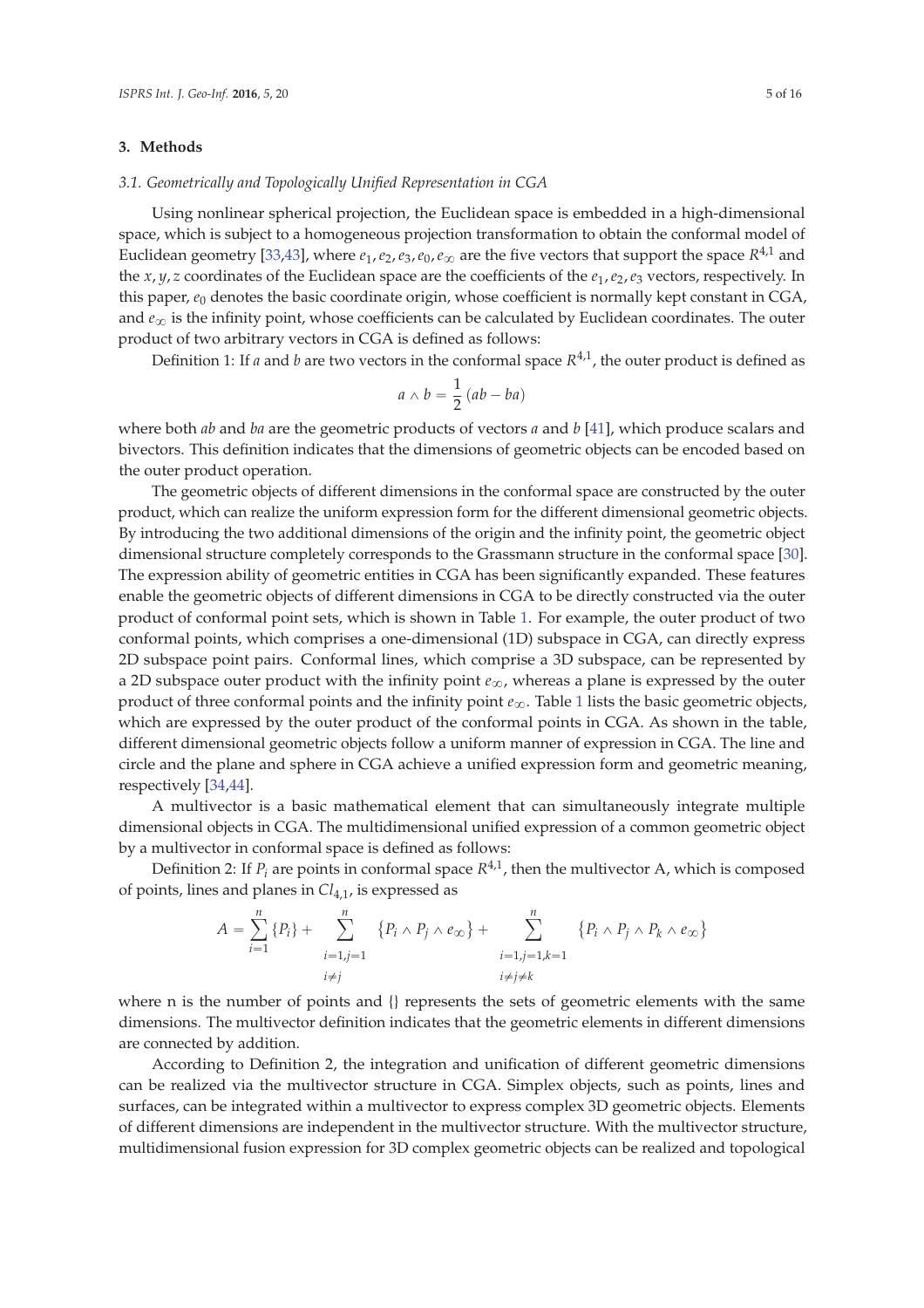## 3. Methods

### 3.1. Geometrically and Topologically Unified Representation in CGA

Using nonlinear spherical projection, the Euclidean space is embedded in a high-dimensional space, which is subject to a homogeneous projection transformation to obtain the conformal model of Euclidean geometry [33,43], where $e_1, e_2, e_3, e_0, e_\infty$ are the five vectors that support the space $R^{4,1}$ and the $x, y, z$ coordinates of the Euclidean space are the coefficients of the $e_1, e_2, e_3$ vectors, respectively. In this paper, $e_0$ denotes the basic coordinate origin, whose coefficient is normally kept constant in CGA, and $e_\infty$ is the infinity point, whose coefficients can be calculated by Euclidean coordinates. The outer product of two arbitrary vectors in CGA is defined as follows:

Definition 1: If $a$ and $b$ are two vectors in the conformal space $R^{4,1}$, the outer product is defined as

$$a \wedge b = \frac{1}{2}(ab - ba)$$

where both $ab$ and $ba$ are the geometric products of vectors $a$ and $b$ [41], which produce scalars and bivectors. This definition indicates that the dimensions of geometric objects can be encoded based on the outer product operation.

The geometric objects of different dimensions in the conformal space are constructed by the outer product, which can realize the uniform expression form for the different dimensional geometric objects. By introducing the two additional dimensions of the origin and the infinity point, the geometric object dimensional structure completely corresponds to the Grassmann structure in the conformal space [30]. The expression ability of geometric entities in CGA has been significantly expanded. These features enable the geometric objects of different dimensions in CGA to be directly constructed via the outer product of conformal point sets, which is shown in Table 1. For example, the outer product of two conformal points, which comprises a one-dimensional (1D) subspace in CGA, can directly express 2D subspace point pairs. Conformal lines, which comprise a 3D subspace, can be represented by a 2D subspace outer product with the infinity point $e_\infty$, whereas a plane is expressed by the outer product of three conformal points and the infinity point $e_\infty$. Table 1 lists the basic geometric objects, which are expressed by the outer product of the conformal points in CGA. As shown in the table, different dimensional geometric objects follow a uniform manner of expression in CGA. The line and circle and the plane and sphere in CGA achieve a unified expression form and geometric meaning, respectively [34,44].

A multivector is a basic mathematical element that can simultaneously integrate multiple dimensional objects in CGA. The multidimensional unified expression of a common geometric object by a multivector in conformal space is defined as follows:

Definition 2: If $P_i$ are points in conformal space $R^{4,1}$, then the multivector A, which is composed of points, lines and planes in $Cl_{4,1}$, is expressed as

$$A = \sum_{i=1}^{n}\{P_i\} + \sum_{\substack{i=1,j=1 \\ i \neq j}}^{n}\{P_i \wedge P_j \wedge e_\infty\} + \sum_{\substack{i=1,j=1,k=1 \\ i \neq j \neq k}}^{n}\{P_i \wedge P_j \wedge P_k \wedge e_\infty\}$$

where n is the number of points and {} represents the sets of geometric elements with the same dimensions. The multivector definition indicates that the geometric elements in different dimensions are connected by addition.

According to Definition 2, the integration and unification of different geometric dimensions can be realized via the multivector structure in CGA. Simplex objects, such as points, lines and surfaces, can be integrated within a multivector to express complex 3D geometric objects. Elements of different dimensions are independent in the multivector structure. With the multivector structure, multidimensional fusion expression for 3D complex geometric objects can be realized and topological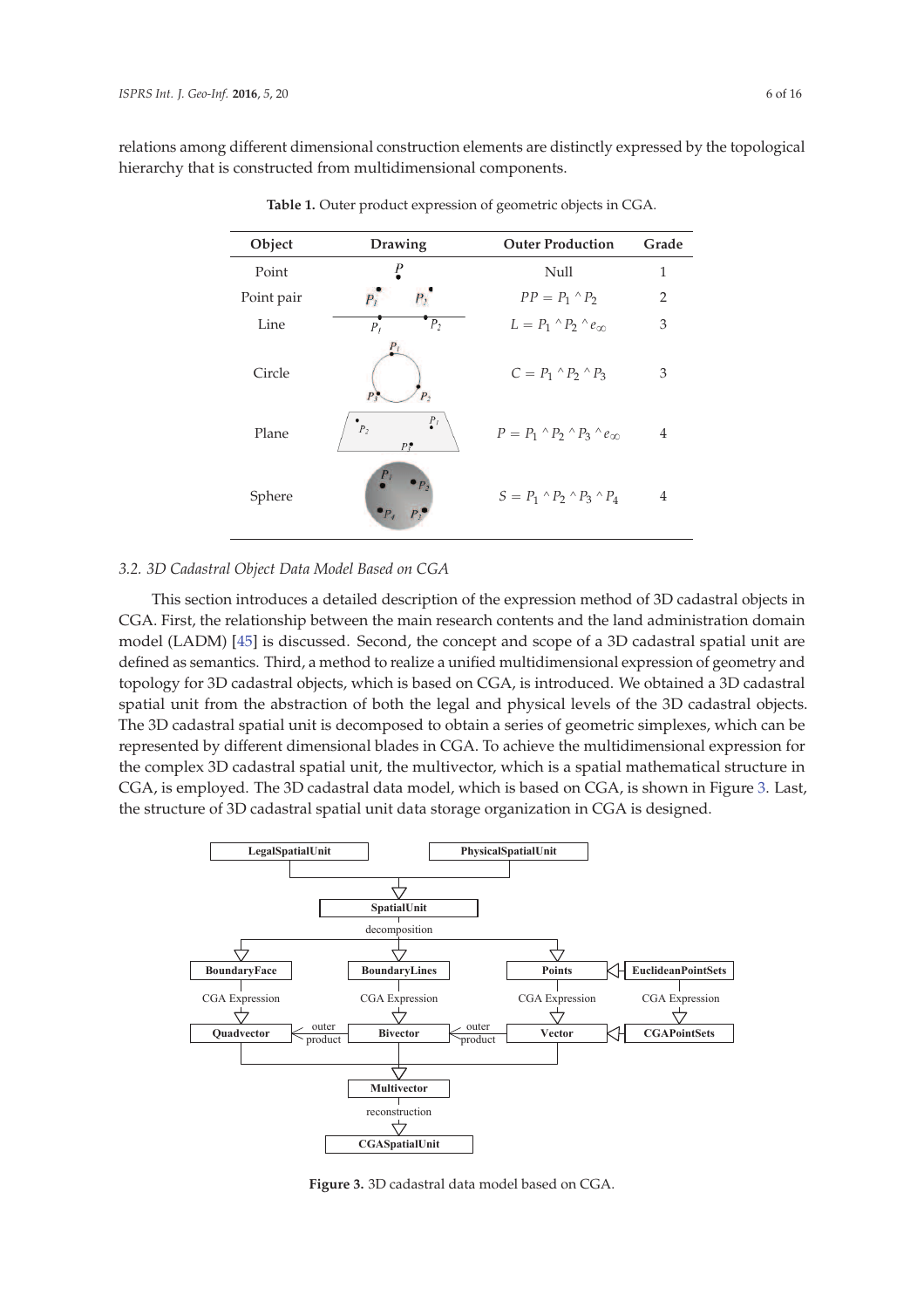relations among different dimensional construction elements are distinctly expressed by the topological hierarchy that is constructed from multidimensional components.

**Table 1.** Outer product expression of geometric objects in CGA.

| Object | Drawing | Outer Production | Grade |
|---|---|---|---|
| Point | | Null | 1 |
| Point pair | | $PP = P_1 \wedge P_2$ | 2 |
| Line | | $L = P_1 \wedge P_2 \wedge e_\infty$ | 3 |
| Circle | | $C = P_1 \wedge P_2 \wedge P_3$ | 3 |
| Plane | | $P = P_1 \wedge P_2 \wedge P_3 \wedge e_\infty$ | 4 |
| Sphere | | $S = P_1 \wedge P_2 \wedge P_3 \wedge P_4$ | 4 |

### 3.2. 3D Cadastral Object Data Model Based on CGA

This section introduces a detailed description of the expression method of 3D cadastral objects in CGA. First, the relationship between the main research contents and the land administration domain model (LADM) [45] is discussed. Second, the concept and scope of a 3D cadastral spatial unit are defined as semantics. Third, a method to realize a unified multidimensional expression of geometry and topology for 3D cadastral objects, which is based on CGA, is introduced. We obtained a 3D cadastral spatial unit from the abstraction of both the legal and physical levels of the 3D cadastral objects. The 3D cadastral spatial unit is decomposed to obtain a series of geometric simplexes, which can be represented by different dimensional blades in CGA. To achieve the multidimensional expression for the complex 3D cadastral spatial unit, the multivector, which is a spatial mathematical structure in CGA, is employed. The 3D cadastral data model, which is based on CGA, is shown in Figure 3. Last, the structure of 3D cadastral spatial unit data storage organization in CGA is designed.

**Figure 3.** 3D cadastral data model based on CGA.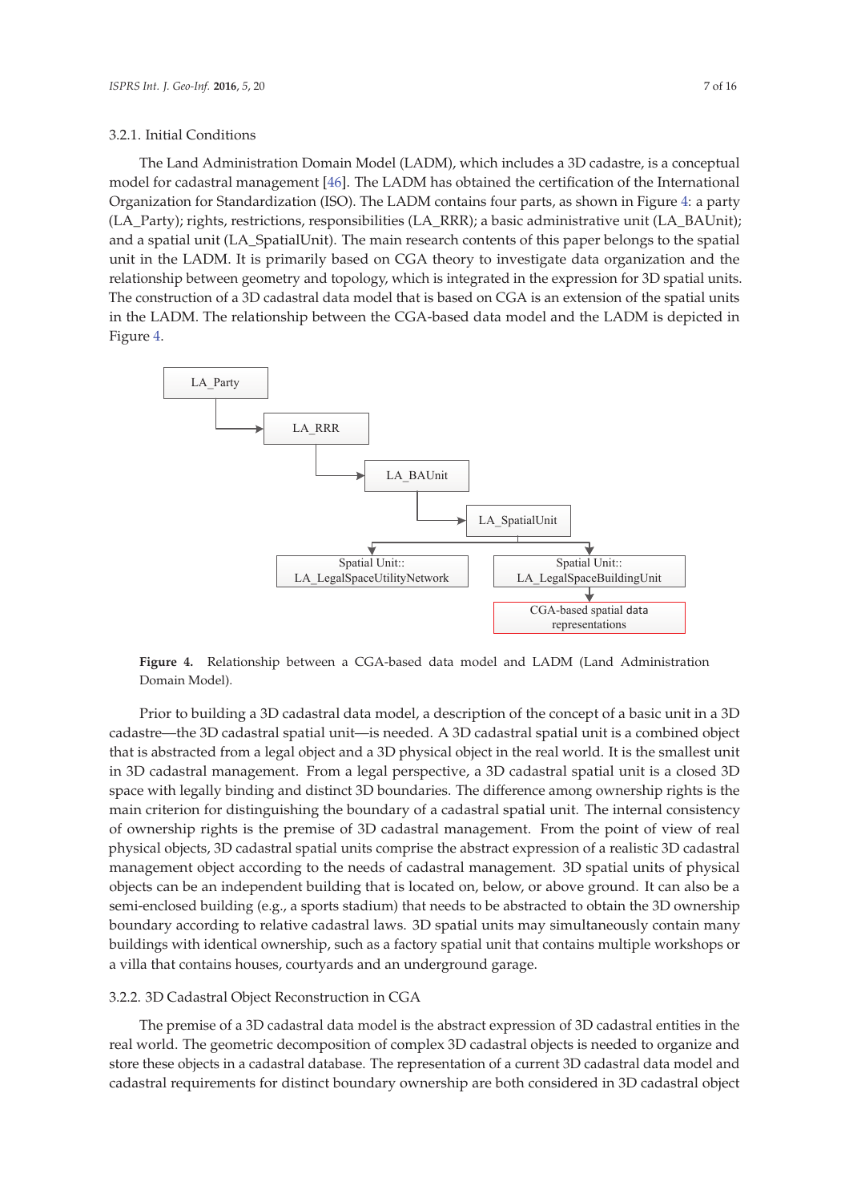#### 3.2.1. Initial Conditions

The Land Administration Domain Model (LADM), which includes a 3D cadastre, is a conceptual model for cadastral management [46]. The LADM has obtained the certification of the International Organization for Standardization (ISO). The LADM contains four parts, as shown in Figure 4: a party (LA_Party); rights, restrictions, responsibilities (LA_RRR); a basic administrative unit (LA_BAUnit); and a spatial unit (LA_SpatialUnit). The main research contents of this paper belongs to the spatial unit in the LADM. It is primarily based on CGA theory to investigate data organization and the relationship between geometry and topology, which is integrated in the expression for 3D spatial units. The construction of a 3D cadastral data model that is based on CGA is an extension of the spatial units in the LADM. The relationship between the CGA-based data model and the LADM is depicted in Figure 4.

LA_Party → LA_RRR → LA_BAUnit → LA_SpatialUnit → Spatial Unit:: LA_LegalSpaceUtilityNetwork; Spatial Unit:: LA_LegalSpaceBuildingUnit → CGA-based spatial data representations

**Figure 4.** Relationship between a CGA-based data model and LADM (Land Administration Domain Model).

Prior to building a 3D cadastral data model, a description of the concept of a basic unit in a 3D cadastre—the 3D cadastral spatial unit—is needed. A 3D cadastral spatial unit is a combined object that is abstracted from a legal object and a 3D physical object in the real world. It is the smallest unit in 3D cadastral management. From a legal perspective, a 3D cadastral spatial unit is a closed 3D space with legally binding and distinct 3D boundaries. The difference among ownership rights is the main criterion for distinguishing the boundary of a cadastral spatial unit. The internal consistency of ownership rights is the premise of 3D cadastral management. From the point of view of real physical objects, 3D cadastral spatial units comprise the abstract expression of a realistic 3D cadastral management object according to the needs of cadastral management. 3D spatial units of physical objects can be an independent building that is located on, below, or above ground. It can also be a semi-enclosed building (e.g., a sports stadium) that needs to be abstracted to obtain the 3D ownership boundary according to relative cadastral laws. 3D spatial units may simultaneously contain many buildings with identical ownership, such as a factory spatial unit that contains multiple workshops or a villa that contains houses, courtyards and an underground garage.

#### 3.2.2. 3D Cadastral Object Reconstruction in CGA

The premise of a 3D cadastral data model is the abstract expression of 3D cadastral entities in the real world. The geometric decomposition of complex 3D cadastral objects is needed to organize and store these objects in a cadastral database. The representation of a current 3D cadastral data model and cadastral requirements for distinct boundary ownership are both considered in 3D cadastral object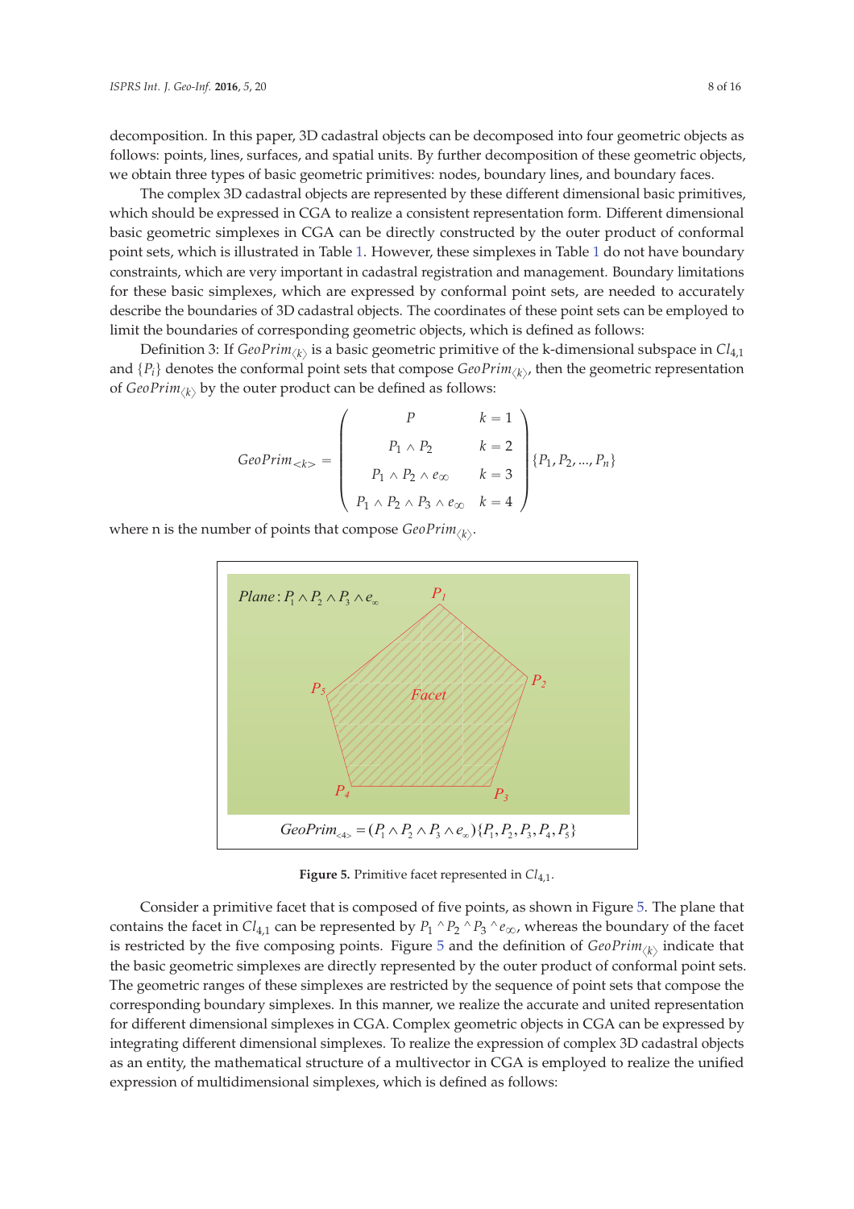decomposition. In this paper, 3D cadastral objects can be decomposed into four geometric objects as follows: points, lines, surfaces, and spatial units. By further decomposition of these geometric objects, we obtain three types of basic geometric primitives: nodes, boundary lines, and boundary faces.

The complex 3D cadastral objects are represented by these different dimensional basic primitives, which should be expressed in CGA to realize a consistent representation form. Different dimensional basic geometric simplexes in CGA can be directly constructed by the outer product of conformal point sets, which is illustrated in Table 1. However, these simplexes in Table 1 do not have boundary constraints, which are very important in cadastral registration and management. Boundary limitations for these basic simplexes, which are expressed by conformal point sets, are needed to accurately describe the boundaries of 3D cadastral objects. The coordinates of these point sets can be employed to limit the boundaries of corresponding geometric objects, which is defined as follows:

Definition 3: If $GeoPrim_{\langle k \rangle}$ is a basic geometric primitive of the k-dimensional subspace in $Cl_{4,1}$ and $\{P_i\}$ denotes the conformal point sets that compose $GeoPrim_{\langle k \rangle}$, then the geometric representation of $GeoPrim_{\langle k \rangle}$ by the outer product can be defined as follows:

$$GeoPrim_{<k>} = \begin{pmatrix} P & k = 1 \\ P_1 \wedge P_2 & k = 2 \\ P_1 \wedge P_2 \wedge e_\infty & k = 3 \\ P_1 \wedge P_2 \wedge P_3 \wedge e_\infty & k = 4 \end{pmatrix} \{P_1, P_2, \ldots, P_n\}$$

where n is the number of points that compose $GeoPrim_{\langle k \rangle}$.

$$GeoPrim_{<4>} = (P_1 \wedge P_2 \wedge P_3 \wedge e_\infty)\{P_1, P_2, P_3, P_4, P_5\}$$

**Figure 5.** Primitive facet represented in $Cl_{4,1}$.

Consider a primitive facet that is composed of five points, as shown in Figure 5. The plane that contains the facet in $Cl_{4,1}$ can be represented by $P_1 \wedge P_2 \wedge P_3 \wedge e_\infty$, whereas the boundary of the facet is restricted by the five composing points. Figure 5 and the definition of $GeoPrim_{\langle k \rangle}$ indicate that the basic geometric simplexes are directly represented by the outer product of conformal point sets. The geometric ranges of these simplexes are restricted by the sequence of point sets that compose the corresponding boundary simplexes. In this manner, we realize the accurate and united representation for different dimensional simplexes in CGA. Complex geometric objects in CGA can be expressed by integrating different dimensional simplexes. To realize the expression of complex 3D cadastral objects as an entity, the mathematical structure of a multivector in CGA is employed to realize the unified expression of multidimensional simplexes, which is defined as follows: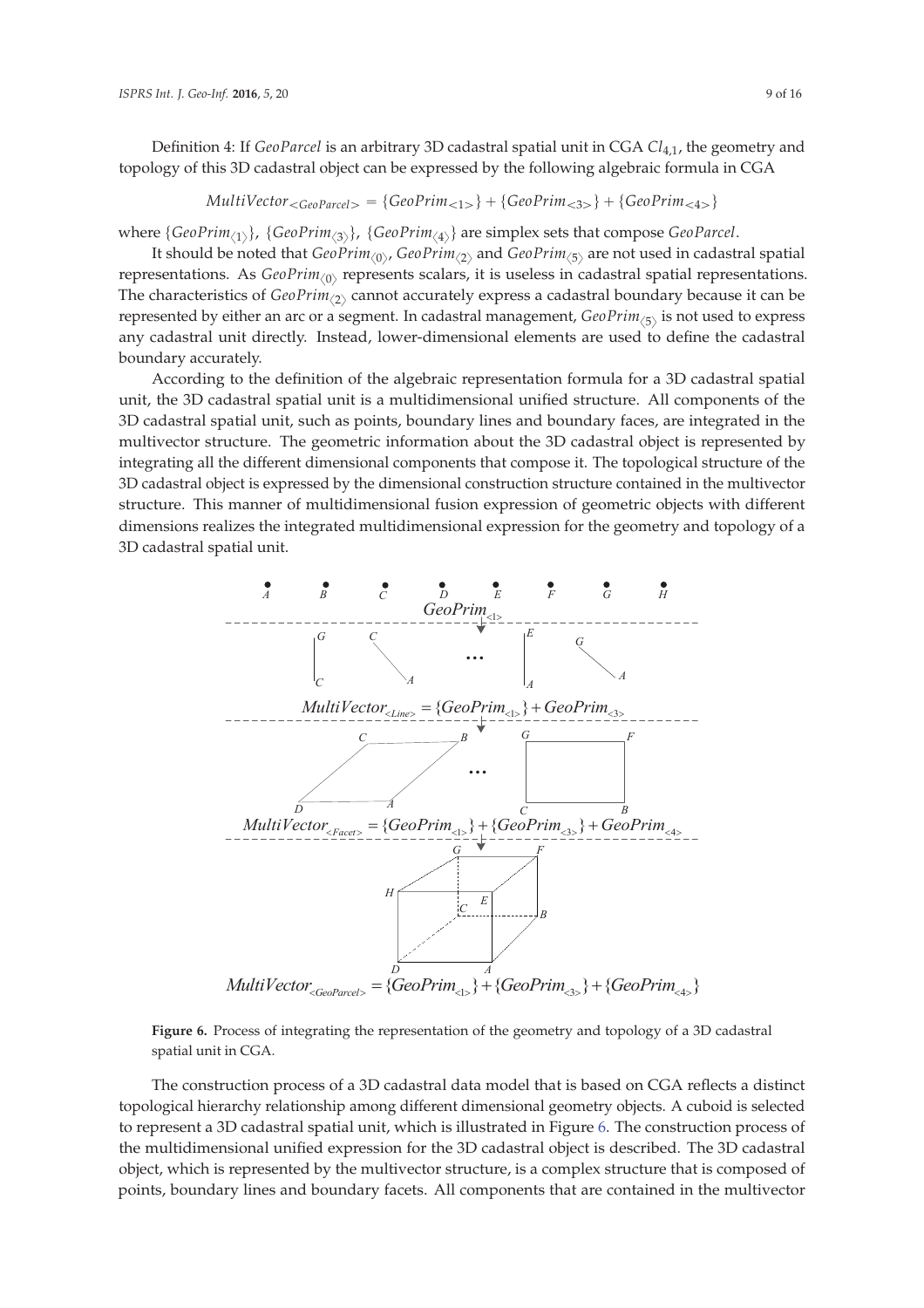Definition 4: If *GeoParcel* is an arbitrary 3D cadastral spatial unit in CGA $Cl_{4,1}$, the geometry and topology of this 3D cadastral object can be expressed by the following algebraic formula in CGA

$$MultiVector_{<GeoParcel>} = \{GeoPrim_{<1>}\} + \{GeoPrim_{<3>}\} + \{GeoPrim_{<4>}\}$$

where $\{GeoPrim_{\langle 1 \rangle}\}$, $\{GeoPrim_{\langle 3 \rangle}\}$, $\{GeoPrim_{\langle 4 \rangle}\}$ are simplex sets that compose *GeoParcel*.

It should be noted that $GeoPrim_{\langle 0 \rangle}$, $GeoPrim_{\langle 2 \rangle}$ and $GeoPrim_{\langle 5 \rangle}$ are not used in cadastral spatial representations. As $GeoPrim_{\langle 0 \rangle}$ represents scalars, it is useless in cadastral spatial representations. The characteristics of $GeoPrim_{\langle 2 \rangle}$ cannot accurately express a cadastral boundary because it can be represented by either an arc or a segment. In cadastral management, $GeoPrim_{\langle 5 \rangle}$ is not used to express any cadastral unit directly. Instead, lower-dimensional elements are used to define the cadastral boundary accurately.

According to the definition of the algebraic representation formula for a 3D cadastral spatial unit, the 3D cadastral spatial unit is a multidimensional unified structure. All components of the 3D cadastral spatial unit, such as points, boundary lines and boundary faces, are integrated in the multivector structure. The geometric information about the 3D cadastral object is represented by integrating all the different dimensional components that compose it. The topological structure of the 3D cadastral object is expressed by the dimensional construction structure contained in the multivector structure. This manner of multidimensional fusion expression of geometric objects with different dimensions realizes the integrated multidimensional expression for the geometry and topology of a 3D cadastral spatial unit.

**Figure 6.** Process of integrating the representation of the geometry and topology of a 3D cadastral spatial unit in CGA.

The construction process of a 3D cadastral data model that is based on CGA reflects a distinct topological hierarchy relationship among different dimensional geometry objects. A cuboid is selected to represent a 3D cadastral spatial unit, which is illustrated in Figure 6. The construction process of the multidimensional unified expression for the 3D cadastral object is described. The 3D cadastral object, which is represented by the multivector structure, is a complex structure that is composed of points, boundary lines and boundary facets. All components that are contained in the multivector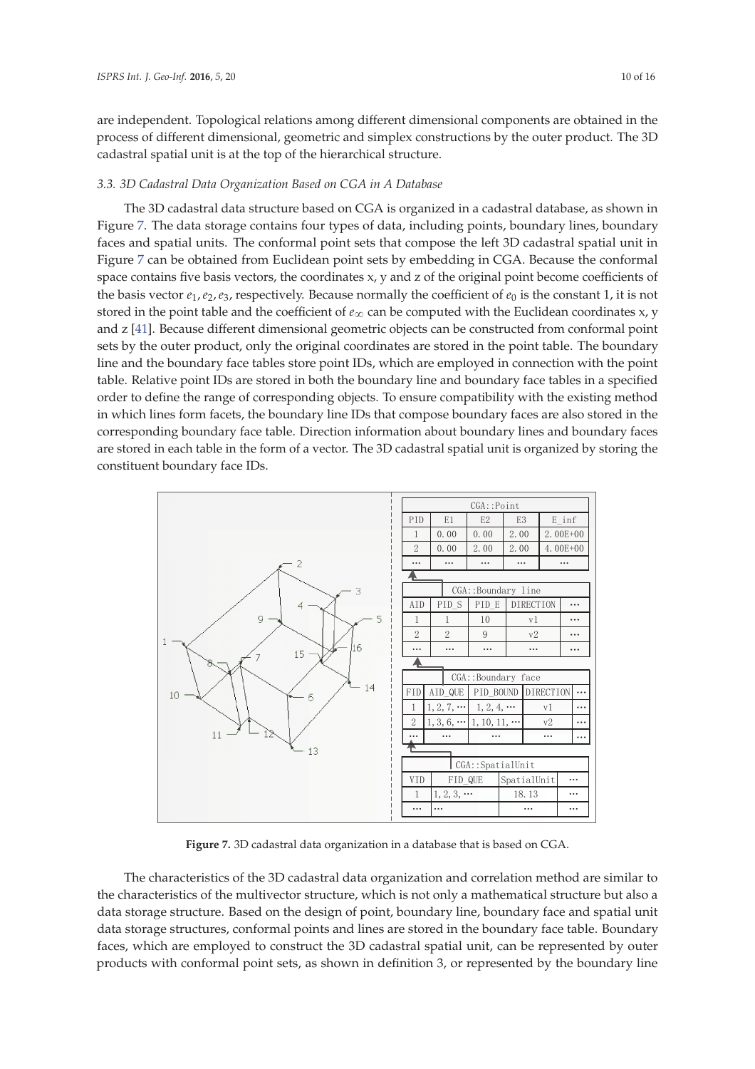are independent. Topological relations among different dimensional components are obtained in the process of different dimensional, geometric and simplex constructions by the outer product. The 3D cadastral spatial unit is at the top of the hierarchical structure.

### 3.3. 3D Cadastral Data Organization Based on CGA in A Database

The 3D cadastral data structure based on CGA is organized in a cadastral database, as shown in Figure 7. The data storage contains four types of data, including points, boundary lines, boundary faces and spatial units. The conformal point sets that compose the left 3D cadastral spatial unit in Figure 7 can be obtained from Euclidean point sets by embedding in CGA. Because the conformal space contains five basis vectors, the coordinates x, y and z of the original point become coefficients of the basis vector $e_1, e_2, e_3$, respectively. Because normally the coefficient of $e_0$ is the constant 1, it is not stored in the point table and the coefficient of $e_\infty$ can be computed with the Euclidean coordinates x, y and z [41]. Because different dimensional geometric objects can be constructed from conformal point sets by the outer product, only the original coordinates are stored in the point table. The boundary line and the boundary face tables store point IDs, which are employed in connection with the point table. Relative point IDs are stored in both the boundary line and boundary face tables in a specified order to define the range of corresponding objects. To ensure compatibility with the existing method in which lines form facets, the boundary line IDs that compose boundary faces are also stored in the corresponding boundary face table. Direction information about boundary lines and boundary faces are stored in each table in the form of a vector. The 3D cadastral spatial unit is organized by storing the constituent boundary face IDs.

CGA::Point

| PID | E1 | E2 | E3 | E_inf |
|---|---|---|---|---|
| 1 | 0.00 | 0.00 | 2.00 | 2.00E+00 |
| 2 | 0.00 | 2.00 | 2.00 | 4.00E+00 |
| … | … | … | … | … |

CGA::Boundary line

| AID | PID_S | PID_E | DIRECTION | … |
|---|---|---|---|---|
| 1 | 1 | 10 | v1 | … |
| 2 | 2 | 9 | v2 | … |
| … | … | … | … | … |

CGA::Boundary face

| FID | AID_QUE | PID_BOUND | DIRECTION | … |
|---|---|---|---|---|
| 1 | 1, 2, 7, … | 1, 2, 4, … | v1 | … |
| 2 | 1, 3, 6, … | 1, 10, 11, … | v2 | … |
| … | … | … | … | … |

CGA::SpatialUnit

| VID | FID_QUE | SpatialUnit | … |
|---|---|---|---|
| 1 | 1, 2, 3, … | 18.13 | … |
| … | … | … | … |

**Figure 7.** 3D cadastral data organization in a database that is based on CGA.

The characteristics of the 3D cadastral data organization and correlation method are similar to the characteristics of the multivector structure, which is not only a mathematical structure but also a data storage structure. Based on the design of point, boundary line, boundary face and spatial unit data storage structures, conformal points and lines are stored in the boundary face table. Boundary faces, which are employed to construct the 3D cadastral spatial unit, can be represented by outer products with conformal point sets, as shown in definition 3, or represented by the boundary line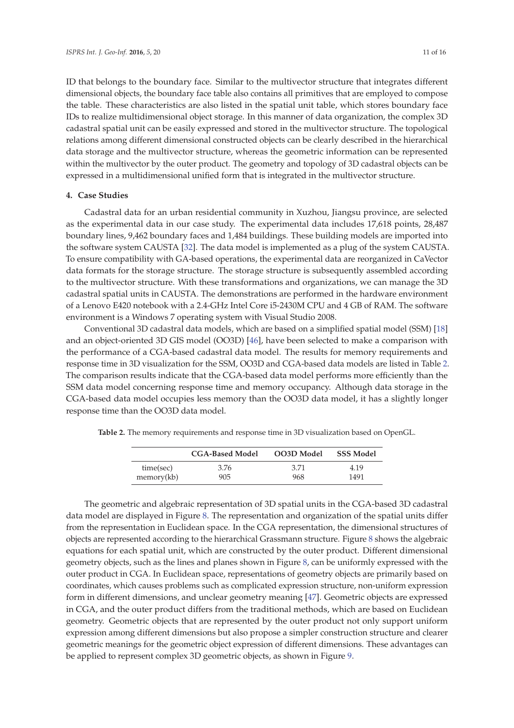ID that belongs to the boundary face. Similar to the multivector structure that integrates different dimensional objects, the boundary face table also contains all primitives that are employed to compose the table. These characteristics are also listed in the spatial unit table, which stores boundary face IDs to realize multidimensional object storage. In this manner of data organization, the complex 3D cadastral spatial unit can be easily expressed and stored in the multivector structure. The topological relations among different dimensional constructed objects can be clearly described in the hierarchical data storage and the multivector structure, whereas the geometric information can be represented within the multivector by the outer product. The geometry and topology of 3D cadastral objects can be expressed in a multidimensional unified form that is integrated in the multivector structure.

## 4. Case Studies

Cadastral data for an urban residential community in Xuzhou, Jiangsu province, are selected as the experimental data in our case study. The experimental data includes 17,618 points, 28,487 boundary lines, 9,462 boundary faces and 1,484 buildings. These building models are imported into the software system CAUSTA [32]. The data model is implemented as a plug of the system CAUSTA. To ensure compatibility with GA-based operations, the experimental data are reorganized in CaVector data formats for the storage structure. The storage structure is subsequently assembled according to the multivector structure. With these transformations and organizations, we can manage the 3D cadastral spatial units in CAUSTA. The demonstrations are performed in the hardware environment of a Lenovo E420 notebook with a 2.4-GHz Intel Core i5-2430M CPU and 4 GB of RAM. The software environment is a Windows 7 operating system with Visual Studio 2008.

Conventional 3D cadastral data models, which are based on a simplified spatial model (SSM) [18] and an object-oriented 3D GIS model (OO3D) [46], have been selected to make a comparison with the performance of a CGA-based cadastral data model. The results for memory requirements and response time in 3D visualization for the SSM, OO3D and CGA-based data models are listed in Table 2. The comparison results indicate that the CGA-based data model performs more efficiently than the SSM data model concerning response time and memory occupancy. Although data storage in the CGA-based data model occupies less memory than the OO3D data model, it has a slightly longer response time than the OO3D data model.

**Table 2.** The memory requirements and response time in 3D visualization based on OpenGL.

| | CGA-Based Model | OO3D Model | SSS Model |
|---|---|---|---|
| time(sec) | 3.76 | 3.71 | 4.19 |
| memory(kb) | 905 | 968 | 1491 |

The geometric and algebraic representation of 3D spatial units in the CGA-based 3D cadastral data model are displayed in Figure 8. The representation and organization of the spatial units differ from the representation in Euclidean space. In the CGA representation, the dimensional structures of objects are represented according to the hierarchical Grassmann structure. Figure 8 shows the algebraic equations for each spatial unit, which are constructed by the outer product. Different dimensional geometry objects, such as the lines and planes shown in Figure 8, can be uniformly expressed with the outer product in CGA. In Euclidean space, representations of geometry objects are primarily based on coordinates, which causes problems such as complicated expression structure, non-uniform expression form in different dimensions, and unclear geometry meaning [47]. Geometric objects are expressed in CGA, and the outer product differs from the traditional methods, which are based on Euclidean geometry. Geometric objects that are represented by the outer product not only support uniform expression among different dimensions but also propose a simpler construction structure and clearer geometric meanings for the geometric object expression of different dimensions. These advantages can be applied to represent complex 3D geometric objects, as shown in Figure 9.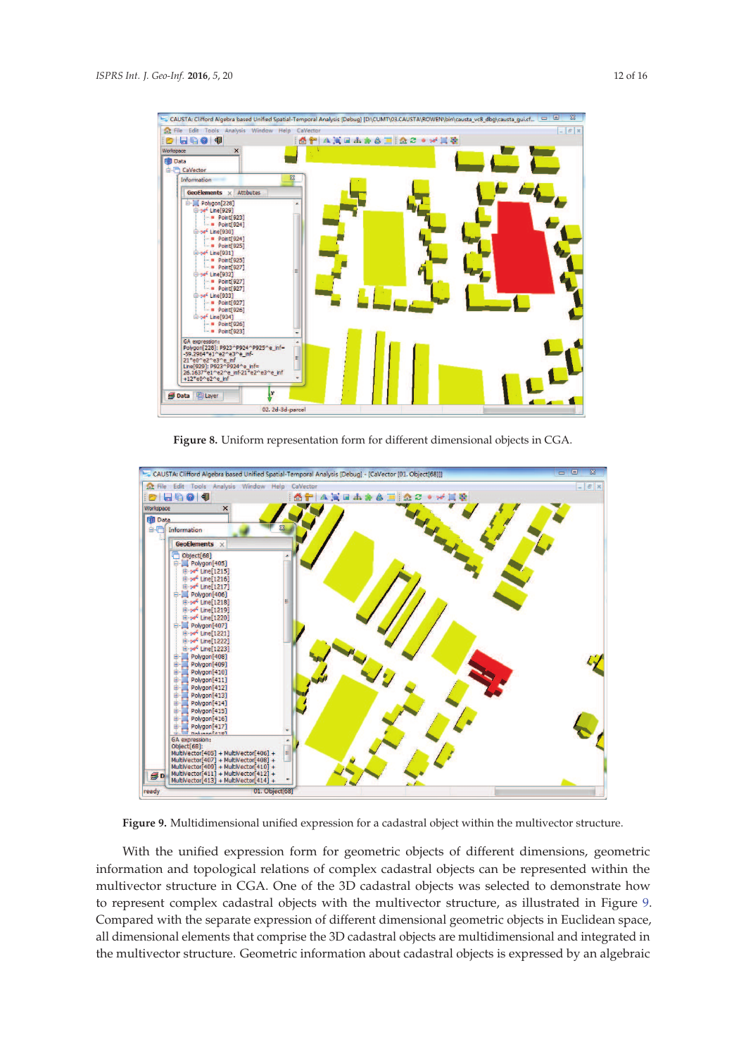**Figure 8.** Uniform representation form for different dimensional objects in CGA.

**Figure 9.** Multidimensional unified expression for a cadastral object within the multivector structure.

With the unified expression form for geometric objects of different dimensions, geometric information and topological relations of complex cadastral objects can be represented within the multivector structure in CGA. One of the 3D cadastral objects was selected to demonstrate how to represent complex cadastral objects with the multivector structure, as illustrated in Figure 9. Compared with the separate expression of different dimensional geometric objects in Euclidean space, all dimensional elements that comprise the 3D cadastral objects are multidimensional and integrated in the multivector structure. Geometric information about cadastral objects is expressed by an algebraic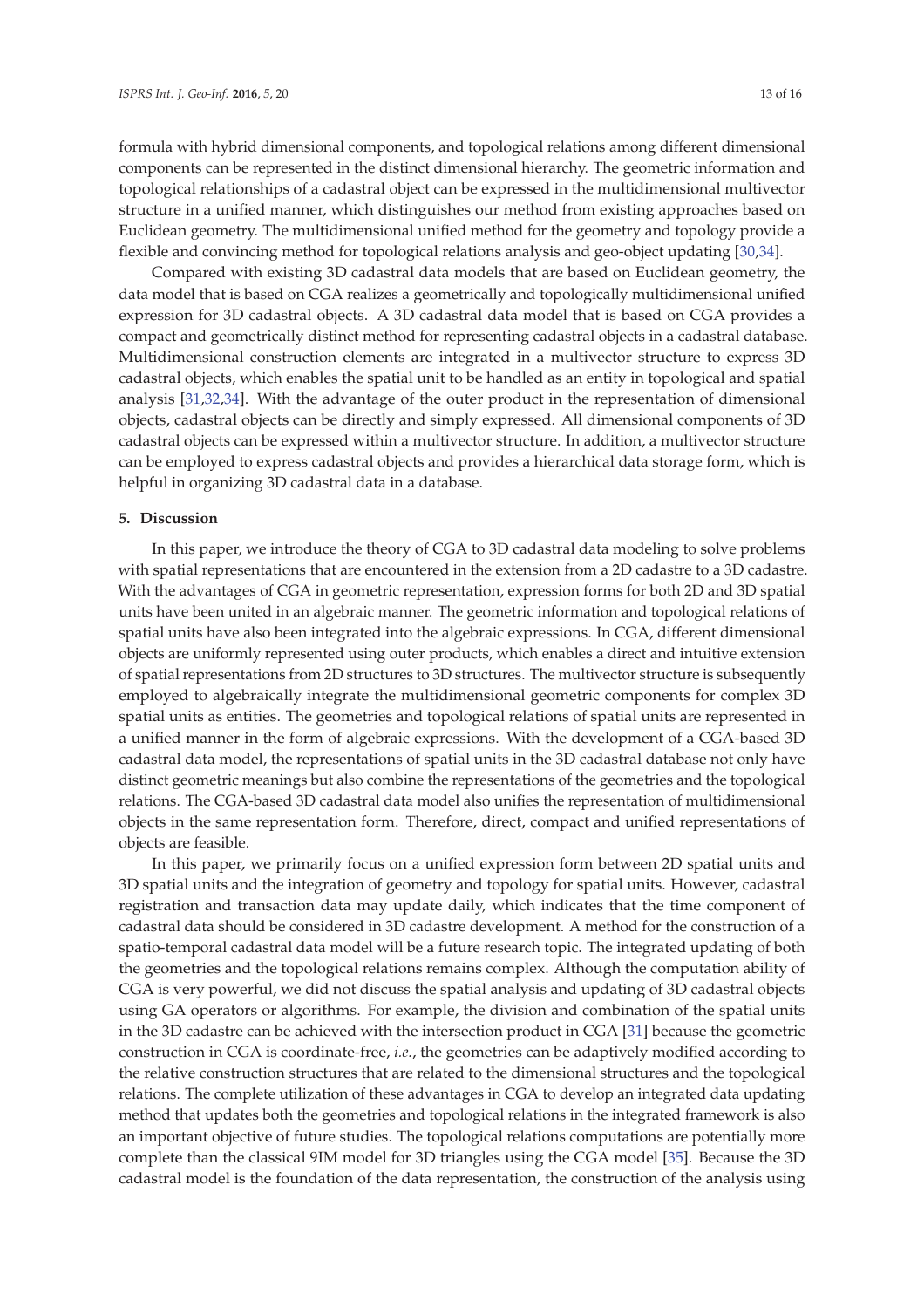formula with hybrid dimensional components, and topological relations among different dimensional components can be represented in the distinct dimensional hierarchy. The geometric information and topological relationships of a cadastral object can be expressed in the multidimensional multivector structure in a unified manner, which distinguishes our method from existing approaches based on Euclidean geometry. The multidimensional unified method for the geometry and topology provide a flexible and convincing method for topological relations analysis and geo-object updating [30,34].

Compared with existing 3D cadastral data models that are based on Euclidean geometry, the data model that is based on CGA realizes a geometrically and topologically multidimensional unified expression for 3D cadastral objects. A 3D cadastral data model that is based on CGA provides a compact and geometrically distinct method for representing cadastral objects in a cadastral database. Multidimensional construction elements are integrated in a multivector structure to express 3D cadastral objects, which enables the spatial unit to be handled as an entity in topological and spatial analysis [31,32,34]. With the advantage of the outer product in the representation of dimensional objects, cadastral objects can be directly and simply expressed. All dimensional components of 3D cadastral objects can be expressed within a multivector structure. In addition, a multivector structure can be employed to express cadastral objects and provides a hierarchical data storage form, which is helpful in organizing 3D cadastral data in a database.

## 5. Discussion

In this paper, we introduce the theory of CGA to 3D cadastral data modeling to solve problems with spatial representations that are encountered in the extension from a 2D cadastre to a 3D cadastre. With the advantages of CGA in geometric representation, expression forms for both 2D and 3D spatial units have been united in an algebraic manner. The geometric information and topological relations of spatial units have also been integrated into the algebraic expressions. In CGA, different dimensional objects are uniformly represented using outer products, which enables a direct and intuitive extension of spatial representations from 2D structures to 3D structures. The multivector structure is subsequently employed to algebraically integrate the multidimensional geometric components for complex 3D spatial units as entities. The geometries and topological relations of spatial units are represented in a unified manner in the form of algebraic expressions. With the development of a CGA-based 3D cadastral data model, the representations of spatial units in the 3D cadastral database not only have distinct geometric meanings but also combine the representations of the geometries and the topological relations. The CGA-based 3D cadastral data model also unifies the representation of multidimensional objects in the same representation form. Therefore, direct, compact and unified representations of objects are feasible.

In this paper, we primarily focus on a unified expression form between 2D spatial units and 3D spatial units and the integration of geometry and topology for spatial units. However, cadastral registration and transaction data may update daily, which indicates that the time component of cadastral data should be considered in 3D cadastre development. A method for the construction of a spatio-temporal cadastral data model will be a future research topic. The integrated updating of both the geometries and the topological relations remains complex. Although the computation ability of CGA is very powerful, we did not discuss the spatial analysis and updating of 3D cadastral objects using GA operators or algorithms. For example, the division and combination of the spatial units in the 3D cadastre can be achieved with the intersection product in CGA [31] because the geometric construction in CGA is coordinate-free, *i.e.*, the geometries can be adaptively modified according to the relative construction structures that are related to the dimensional structures and the topological relations. The complete utilization of these advantages in CGA to develop an integrated data updating method that updates both the geometries and topological relations in the integrated framework is also an important objective of future studies. The topological relations computations are potentially more complete than the classical 9IM model for 3D triangles using the CGA model [35]. Because the 3D cadastral model is the foundation of the data representation, the construction of the analysis using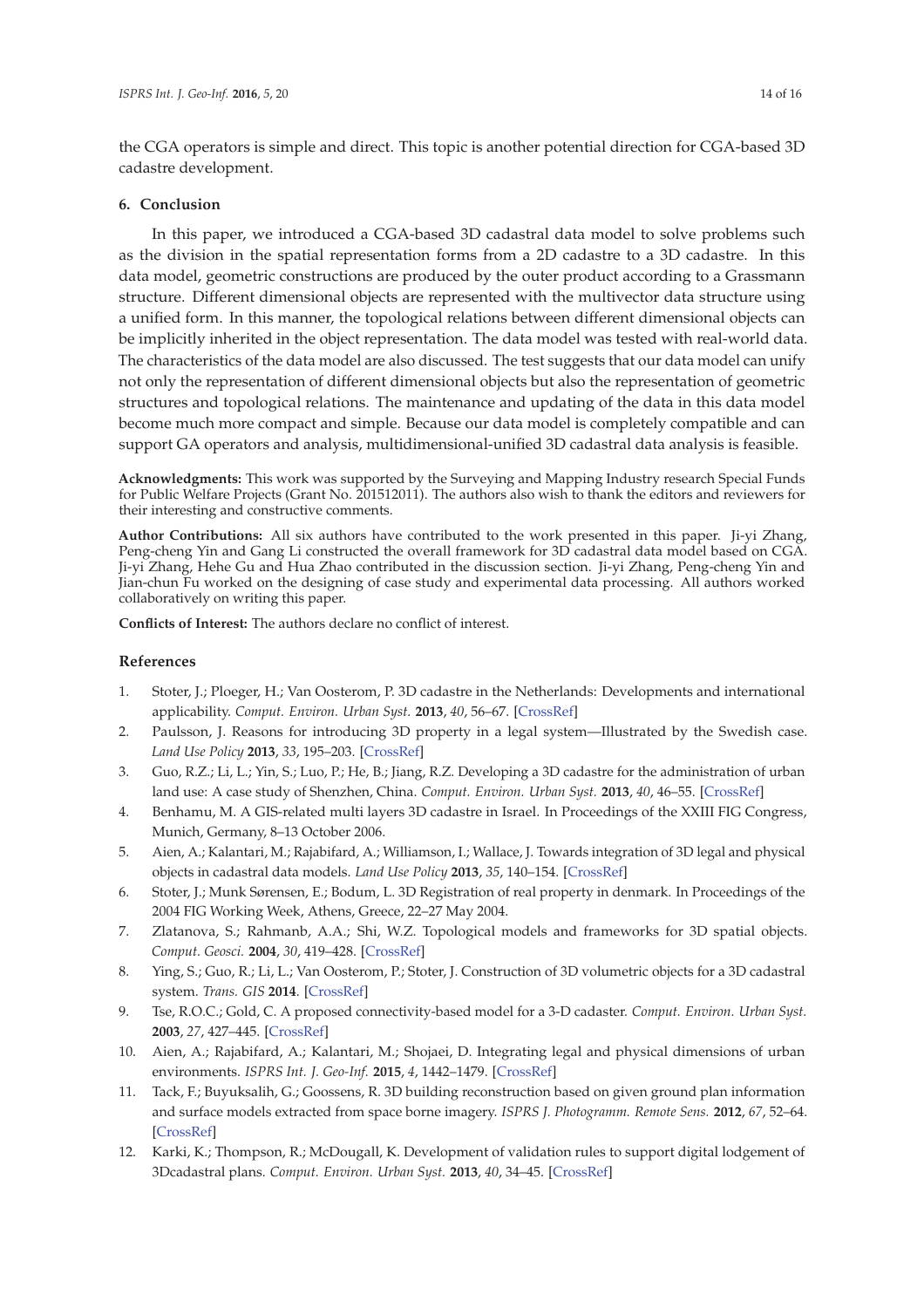the CGA operators is simple and direct. This topic is another potential direction for CGA-based 3D cadastre development.

## 6. Conclusion

In this paper, we introduced a CGA-based 3D cadastral data model to solve problems such as the division in the spatial representation forms from a 2D cadastre to a 3D cadastre. In this data model, geometric constructions are produced by the outer product according to a Grassmann structure. Different dimensional objects are represented with the multivector data structure using a unified form. In this manner, the topological relations between different dimensional objects can be implicitly inherited in the object representation. The data model was tested with real-world data. The characteristics of the data model are also discussed. The test suggests that our data model can unify not only the representation of different dimensional objects but also the representation of geometric structures and topological relations. The maintenance and updating of the data in this data model become much more compact and simple. Because our data model is completely compatible and can support GA operators and analysis, multidimensional-unified 3D cadastral data analysis is feasible.

**Acknowledgments:** This work was supported by the Surveying and Mapping Industry research Special Funds for Public Welfare Projects (Grant No. 201512011). The authors also wish to thank the editors and reviewers for their interesting and constructive comments.

**Author Contributions:** All six authors have contributed to the work presented in this paper. Ji-yi Zhang, Peng-cheng Yin and Gang Li constructed the overall framework for 3D cadastral data model based on CGA. Ji-yi Zhang, Hehe Gu and Hua Zhao contributed in the discussion section. Ji-yi Zhang, Peng-cheng Yin and Jian-chun Fu worked on the designing of case study and experimental data processing. All authors worked collaboratively on writing this paper.

**Conflicts of Interest:** The authors declare no conflict of interest.

## References

1. Stoter, J.; Ploeger, H.; Van Oosterom, P. 3D cadastre in the Netherlands: Developments and international applicability. *Comput. Environ. Urban Syst.* **2013**, *40*, 56–67. [CrossRef]
2. Paulsson, J. Reasons for introducing 3D property in a legal system—Illustrated by the Swedish case. *Land Use Policy* **2013**, *33*, 195–203. [CrossRef]
3. Guo, R.Z.; Li, L.; Yin, S.; Luo, P.; He, B.; Jiang, R.Z. Developing a 3D cadastre for the administration of urban land use: A case study of Shenzhen, China. *Comput. Environ. Urban Syst.* **2013**, *40*, 46–55. [CrossRef]
4. Benhamu, M. A GIS-related multi layers 3D cadastre in Israel. In Proceedings of the XXIII FIG Congress, Munich, Germany, 8–13 October 2006.
5. Aien, A.; Kalantari, M.; Rajabifard, A.; Williamson, I.; Wallace, J. Towards integration of 3D legal and physical objects in cadastral data models. *Land Use Policy* **2013**, *35*, 140–154. [CrossRef]
6. Stoter, J.; Munk Sørensen, E.; Bodum, L. 3D Registration of real property in denmark. In Proceedings of the 2004 FIG Working Week, Athens, Greece, 22–27 May 2004.
7. Zlatanova, S.; Rahmanb, A.A.; Shi, W.Z. Topological models and frameworks for 3D spatial objects. *Comput. Geosci.* **2004**, *30*, 419–428. [CrossRef]
8. Ying, S.; Guo, R.; Li, L.; Van Oosterom, P.; Stoter, J. Construction of 3D volumetric objects for a 3D cadastral system. *Trans. GIS* **2014**. [CrossRef]
9. Tse, R.O.C.; Gold, C. A proposed connectivity-based model for a 3-D cadaster. *Comput. Environ. Urban Syst.* **2003**, *27*, 427–445. [CrossRef]
10. Aien, A.; Rajabifard, A.; Kalantari, M.; Shojaei, D. Integrating legal and physical dimensions of urban environments. *ISPRS Int. J. Geo-Inf.* **2015**, *4*, 1442–1479. [CrossRef]
11. Tack, F.; Buyuksalih, G.; Goossens, R. 3D building reconstruction based on given ground plan information and surface models extracted from space borne imagery. *ISPRS J. Photogramm. Remote Sens.* **2012**, *67*, 52–64. [CrossRef]
12. Karki, K.; Thompson, R.; McDougall, K. Development of validation rules to support digital lodgement of 3Dcadastral plans. *Comput. Environ. Urban Syst.* **2013**, *40*, 34–45. [CrossRef]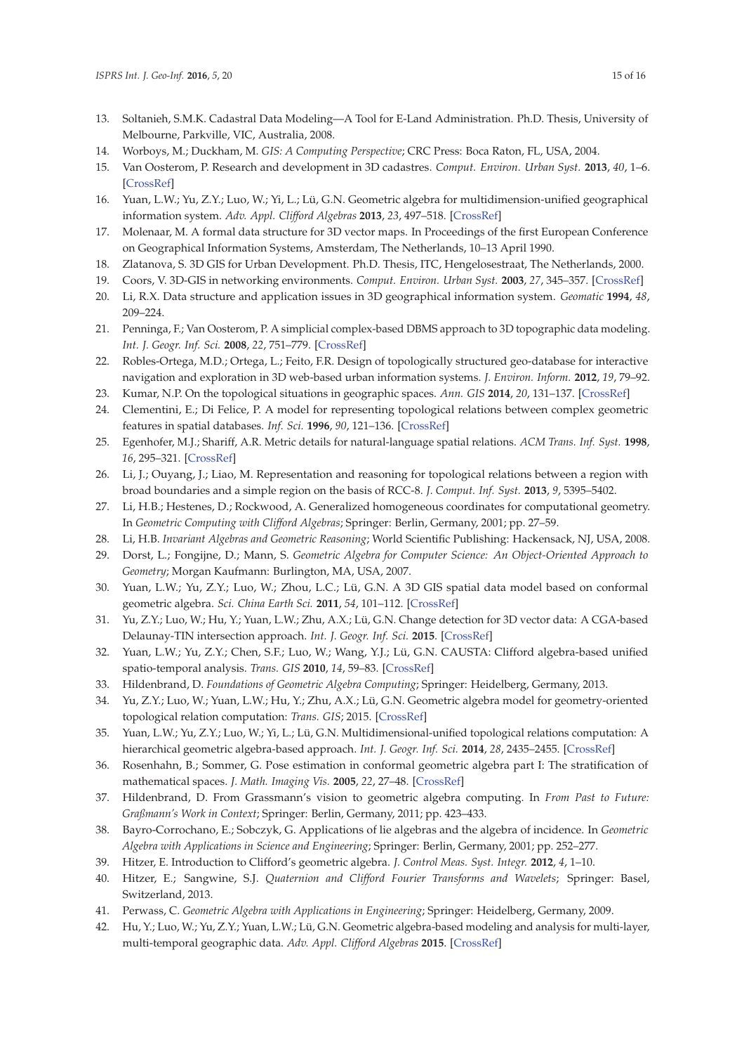13. Soltanieh, S.M.K. Cadastral Data Modeling—A Tool for E-Land Administration. Ph.D. Thesis, University of Melbourne, Parkville, VIC, Australia, 2008.
14. Worboys, M.; Duckham, M. *GIS: A Computing Perspective*; CRC Press: Boca Raton, FL, USA, 2004.
15. Van Oosterom, P. Research and development in 3D cadastres. *Comput. Environ. Urban Syst.* **2013**, *40*, 1–6. [CrossRef]
16. Yuan, L.W.; Yu, Z.Y.; Luo, W.; Yi, L.; Lü, G.N. Geometric algebra for multidimension-unified geographical information system. *Adv. Appl. Clifford Algebras* **2013**, *23*, 497–518. [CrossRef]
17. Molenaar, M. A formal data structure for 3D vector maps. In Proceedings of the first European Conference on Geographical Information Systems, Amsterdam, The Netherlands, 10–13 April 1990.
18. Zlatanova, S. 3D GIS for Urban Development. Ph.D. Thesis, ITC, Hengelosestraat, The Netherlands, 2000.
19. Coors, V. 3D-GIS in networking environments. *Comput. Environ. Urban Syst.* **2003**, *27*, 345–357. [CrossRef]
20. Li, R.X. Data structure and application issues in 3D geographical information system. *Geomatic* **1994**, *48*, 209–224.
21. Penninga, F.; Van Oosterom, P. A simplicial complex-based DBMS approach to 3D topographic data modeling. *Int. J. Geogr. Inf. Sci.* **2008**, *22*, 751–779. [CrossRef]
22. Robles-Ortega, M.D.; Ortega, L.; Feito, F.R. Design of topologically structured geo-database for interactive navigation and exploration in 3D web-based urban information systems. *J. Environ. Inform.* **2012**, *19*, 79–92.
23. Kumar, N.P. On the topological situations in geographic spaces. *Ann. GIS* **2014**, *20*, 131–137. [CrossRef]
24. Clementini, E.; Di Felice, P. A model for representing topological relations between complex geometric features in spatial databases. *Inf. Sci.* **1996**, *90*, 121–136. [CrossRef]
25. Egenhofer, M.J.; Shariff, A.R. Metric details for natural-language spatial relations. *ACM Trans. Inf. Syst.* **1998**, *16*, 295–321. [CrossRef]
26. Li, J.; Ouyang, J.; Liao, M. Representation and reasoning for topological relations between a region with broad boundaries and a simple region on the basis of RCC-8. *J. Comput. Inf. Syst.* **2013**, *9*, 5395–5402.
27. Li, H.B.; Hestenes, D.; Rockwood, A. Generalized homogeneous coordinates for computational geometry. In *Geometric Computing with Clifford Algebras*; Springer: Berlin, Germany, 2001; pp. 27–59.
28. Li, H.B. *Invariant Algebras and Geometric Reasoning*; World Scientific Publishing: Hackensack, NJ, USA, 2008.
29. Dorst, L.; Fongijne, D.; Mann, S. *Geometric Algebra for Computer Science: An Object-Oriented Approach to Geometry*; Morgan Kaufmann: Burlington, MA, USA, 2007.
30. Yuan, L.W.; Yu, Z.Y.; Luo, W.; Zhou, L.C.; Lü, G.N. A 3D GIS spatial data model based on conformal geometric algebra. *Sci. China Earth Sci.* **2011**, *54*, 101–112. [CrossRef]
31. Yu, Z.Y.; Luo, W.; Hu, Y.; Yuan, L.W.; Zhu, A.X.; Lü, G.N. Change detection for 3D vector data: A CGA-based Delaunay-TIN intersection approach. *Int. J. Geogr. Inf. Sci.* **2015**. [CrossRef]
32. Yuan, L.W.; Yu, Z.Y.; Chen, S.F.; Luo, W.; Wang, Y.J.; Lü, G.N. CAUSTA: Clifford algebra-based unified spatio-temporal analysis. *Trans. GIS* **2010**, *14*, 59–83. [CrossRef]
33. Hildenbrand, D. *Foundations of Geometric Algebra Computing*; Springer: Heidelberg, Germany, 2013.
34. Yu, Z.Y.; Luo, W.; Yuan, L.W.; Hu, Y.; Zhu, A.X.; Lü, G.N. Geometric algebra model for geometry-oriented topological relation computation: *Trans. GIS*; 2015. [CrossRef]
35. Yuan, L.W.; Yu, Z.Y.; Luo, W.; Yi, L.; Lü, G.N. Multidimensional-unified topological relations computation: A hierarchical geometric algebra-based approach. *Int. J. Geogr. Inf. Sci.* **2014**, *28*, 2435–2455. [CrossRef]
36. Rosenhahn, B.; Sommer, G. Pose estimation in conformal geometric algebra part I: The stratification of mathematical spaces. *J. Math. Imaging Vis.* **2005**, *22*, 27–48. [CrossRef]
37. Hildenbrand, D. From Grassmann's vision to geometric algebra computing. In *From Past to Future: Graßmann's Work in Context*; Springer: Berlin, Germany, 2011; pp. 423–433.
38. Bayro-Corrochano, E.; Sobczyk, G. Applications of lie algebras and the algebra of incidence. In *Geometric Algebra with Applications in Science and Engineering*; Springer: Berlin, Germany, 2001; pp. 252–277.
39. Hitzer, E. Introduction to Clifford's geometric algebra. *J. Control Meas. Syst. Integr.* **2012**, *4*, 1–10.
40. Hitzer, E.; Sangwine, S.J. *Quaternion and Clifford Fourier Transforms and Wavelets*; Springer: Basel, Switzerland, 2013.
41. Perwass, C. *Geometric Algebra with Applications in Engineering*; Springer: Heidelberg, Germany, 2009.
42. Hu, Y.; Luo, W.; Yu, Z.Y.; Yuan, L.W.; Lü, G.N. Geometric algebra-based modeling and analysis for multi-layer, multi-temporal geographic data. *Adv. Appl. Clifford Algebras* **2015**. [CrossRef]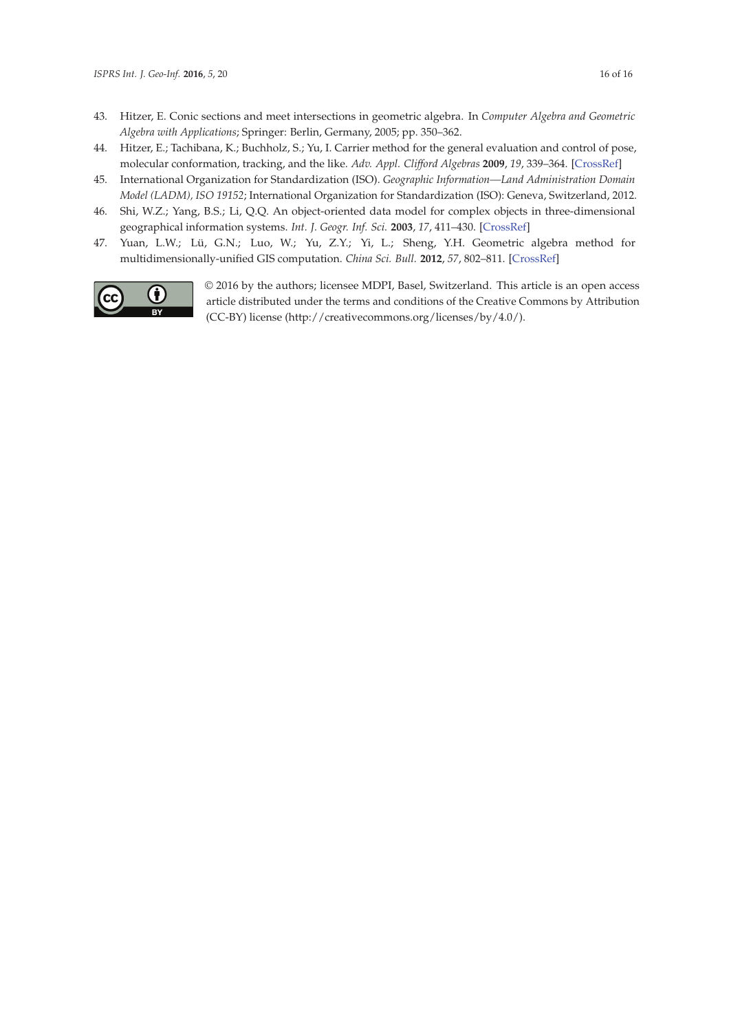43. Hitzer, E. Conic sections and meet intersections in geometric algebra. In *Computer Algebra and Geometric Algebra with Applications*; Springer: Berlin, Germany, 2005; pp. 350–362.
44. Hitzer, E.; Tachibana, K.; Buchholz, S.; Yu, I. Carrier method for the general evaluation and control of pose, molecular conformation, tracking, and the like. *Adv. Appl. Clifford Algebras* **2009**, *19*, 339–364. [CrossRef]
45. International Organization for Standardization (ISO). *Geographic Information—Land Administration Domain Model (LADM), ISO 19152*; International Organization for Standardization (ISO): Geneva, Switzerland, 2012.
46. Shi, W.Z.; Yang, B.S.; Li, Q.Q. An object-oriented data model for complex objects in three-dimensional geographical information systems. *Int. J. Geogr. Inf. Sci.* **2003**, *17*, 411–430. [CrossRef]
47. Yuan, L.W.; Lü, G.N.; Luo, W.; Yu, Z.Y.; Yi, L.; Sheng, Y.H. Geometric algebra method for multidimensionally-unified GIS computation. *China Sci. Bull.* **2012**, *57*, 802–811. [CrossRef]

© 2016 by the authors; licensee MDPI, Basel, Switzerland. This article is an open access article distributed under the terms and conditions of the Creative Commons by Attribution (CC-BY) license (http://creativecommons.org/licenses/by/4.0/).